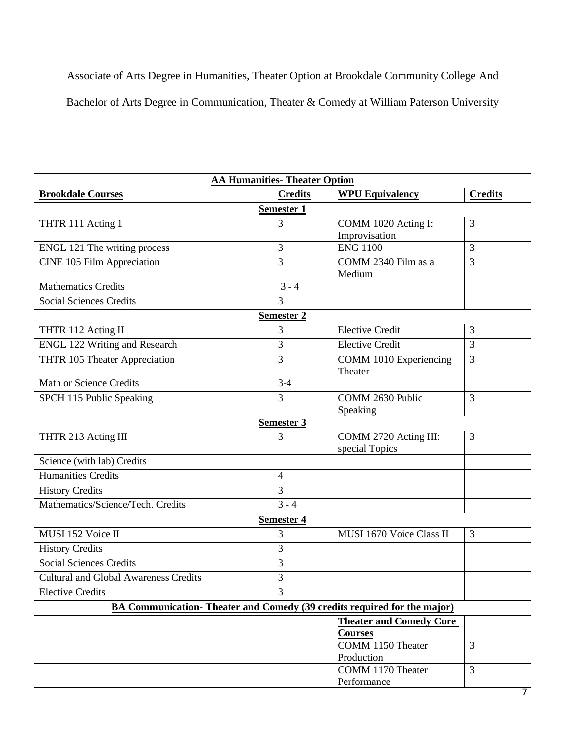Associate of Arts Degree in Humanities, Theater Option at Brookdale Community College And

Bachelor of Arts Degree in Communication, Theater & Comedy at William Paterson University

| **AA Humanities- Theater Option** | | | |
|---|---|---|---|
| **Brookdale Courses** | **Credits** | **WPU Equivalency** | **Credits** |
| **Semester 1** | | | |
| THTR 111 Acting 1 | 3 | COMM 1020 Acting I: Improvisation | 3 |
| ENGL 121 The writing process | 3 | ENG 1100 | 3 |
| CINE 105 Film Appreciation | 3 | COMM 2340 Film as a Medium | 3 |
| Mathematics Credits | 3 - 4 | | |
| Social Sciences Credits | 3 | | |
| **Semester 2** | | | |
| THTR 112 Acting II | 3 | Elective Credit | 3 |
| ENGL 122 Writing and Research | 3 | Elective Credit | 3 |
| THTR 105 Theater Appreciation | 3 | COMM 1010 Experiencing Theater | 3 |
| Math or Science Credits | 3-4 | | |
| SPCH 115 Public Speaking | 3 | COMM 2630 Public Speaking | 3 |
| **Semester 3** | | | |
| THTR 213 Acting III | 3 | COMM 2720 Acting III: special Topics | 3 |
| Science (with lab) Credits | | | |
| Humanities Credits | 4 | | |
| History Credits | 3 | | |
| Mathematics/Science/Tech. Credits | 3 - 4 | | |
| **Semester 4** | | | |
| MUSI 152 Voice II | 3 | MUSI 1670 Voice Class II | 3 |
| History Credits | 3 | | |
| Social Sciences Credits | 3 | | |
| Cultural and Global Awareness Credits | 3 | | |
| Elective Credits | 3 | | |
| **BA Communication- Theater and Comedy (39 credits required for the major)** | | | |
| | | **Theater and Comedy Core Courses** | |
| | | COMM 1150 Theater Production | 3 |
| | | COMM 1170 Theater Performance | 3 |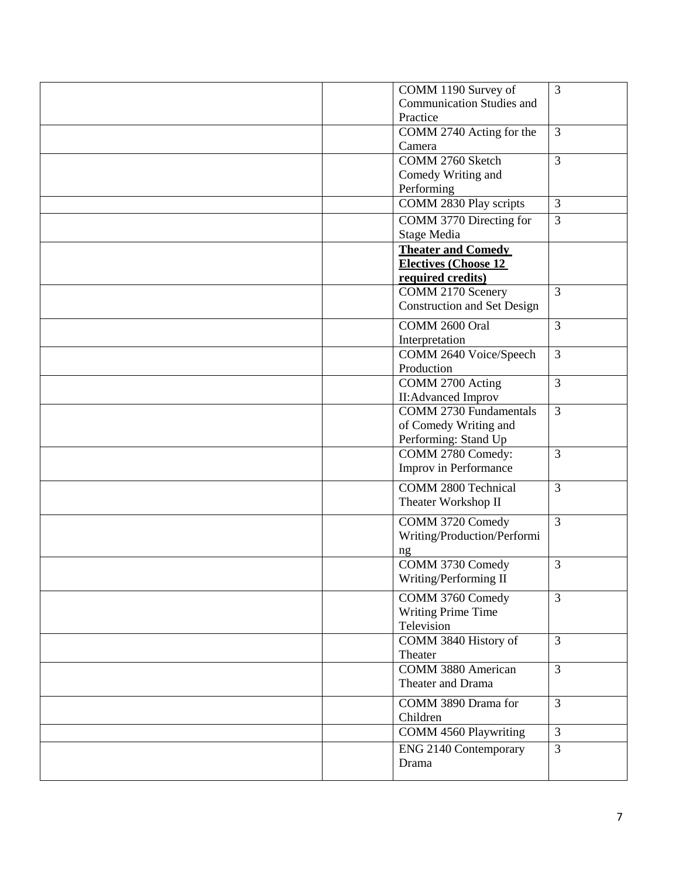| | | | |
|---|---|---|---|
| | | COMM 1190 Survey of Communication Studies and Practice | 3 |
| | | COMM 2740 Acting for the Camera | 3 |
| | | COMM 2760 Sketch Comedy Writing and Performing | 3 |
| | | COMM 2830 Play scripts | 3 |
| | | COMM 3770 Directing for Stage Media | 3 |
| | | **<u>Theater and Comedy Electives (Choose 12 required credits)</u>** | |
| | | COMM 2170 Scenery Construction and Set Design | 3 |
| | | COMM 2600 Oral Interpretation | 3 |
| | | COMM 2640 Voice/Speech Production | 3 |
| | | COMM 2700 Acting II:Advanced Improv | 3 |
| | | COMM 2730 Fundamentals of Comedy Writing and Performing: Stand Up | 3 |
| | | COMM 2780 Comedy: Improv in Performance | 3 |
| | | COMM 2800 Technical Theater Workshop II | 3 |
| | | COMM 3720 Comedy Writing/Production/Performing | 3 |
| | | COMM 3730 Comedy Writing/Performing II | 3 |
| | | COMM 3760 Comedy Writing Prime Time Television | 3 |
| | | COMM 3840 History of Theater | 3 |
| | | COMM 3880 American Theater and Drama | 3 |
| | | COMM 3890 Drama for Children | 3 |
| | | COMM 4560 Playwriting | 3 |
| | | ENG 2140 Contemporary Drama | 3 |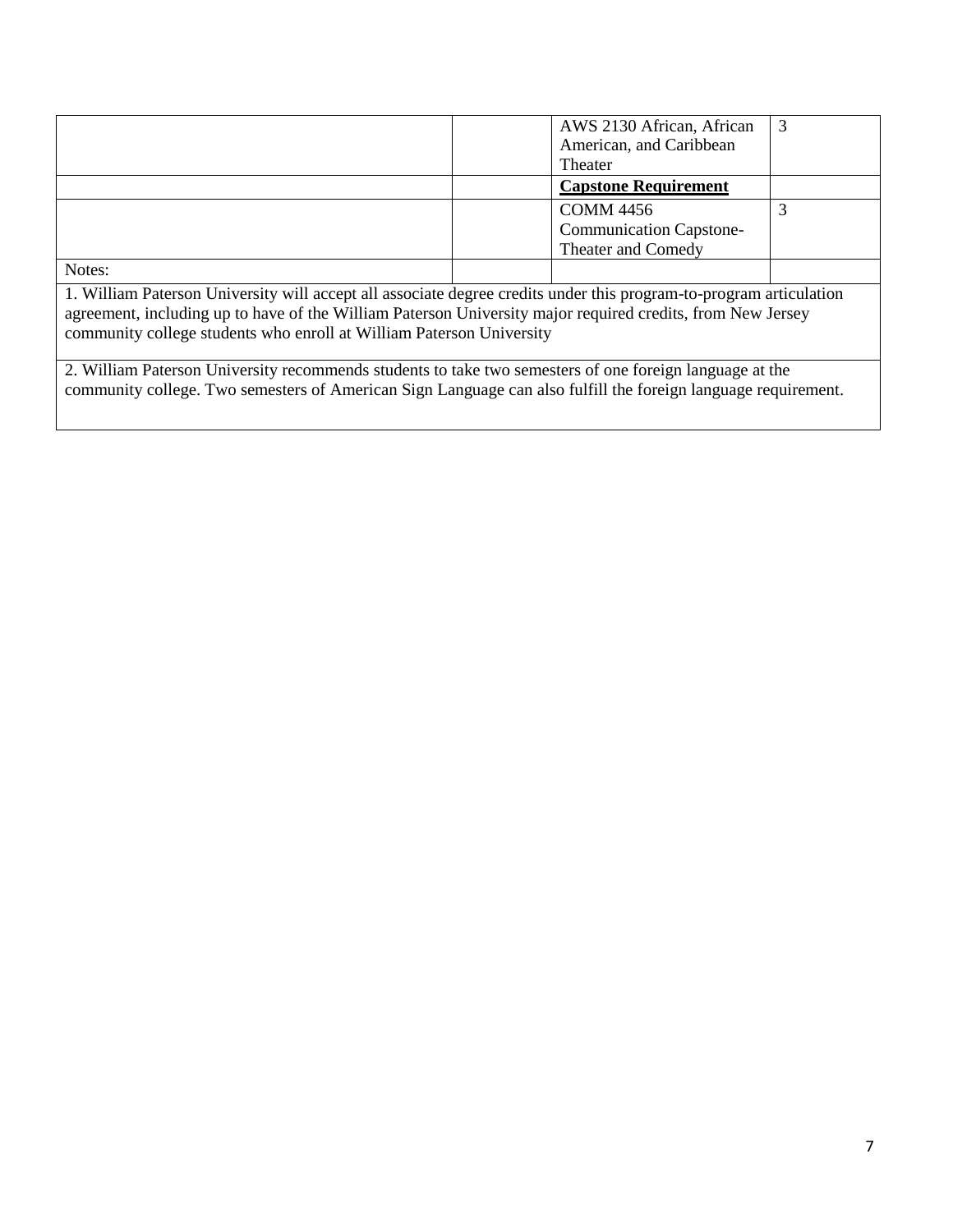| | | | |
|---|---|---|---|
| | | AWS 2130 African, African American, and Caribbean Theater | 3 |
| | | **Capstone Requirement** | |
| | | COMM 4456 Communication Capstone-Theater and Comedy | 3 |
| Notes: | | | |

1. William Paterson University will accept all associate degree credits under this program-to-program articulation agreement, including up to have of the William Paterson University major required credits, from New Jersey community college students who enroll at William Paterson University

2. William Paterson University recommends students to take two semesters of one foreign language at the community college. Two semesters of American Sign Language can also fulfill the foreign language requirement.